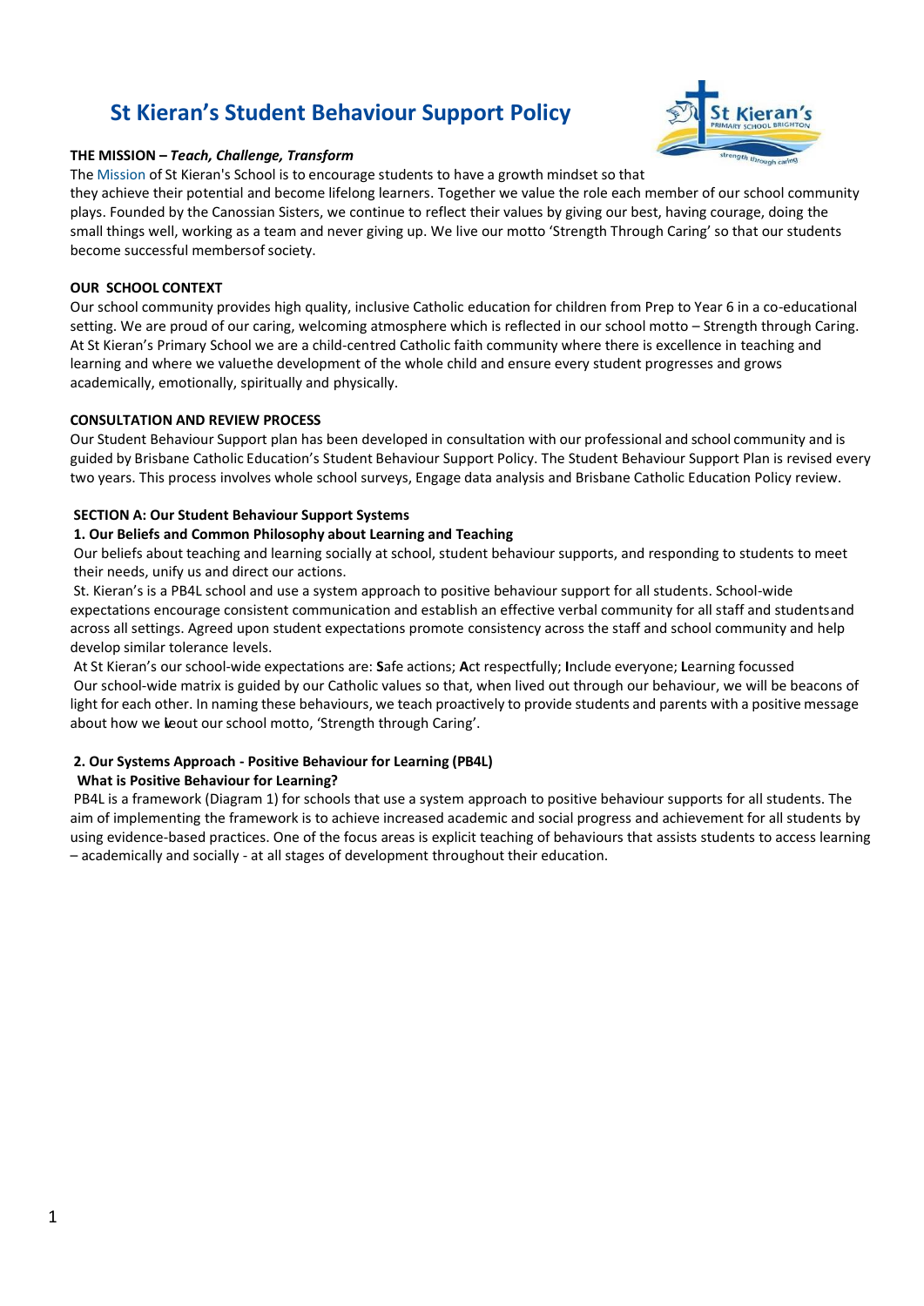# St Kieran's Student Behaviour Support Policy

**THE MISSION – *Teach, Challenge, Transform***

The Mission of St Kieran's School is to encourage students to have a growth mindset so that they achieve their potential and become lifelong learners. Together we value the role each member of our school community plays. Founded by the Canossian Sisters, we continue to reflect their values by giving our best, having courage, doing the small things well, working as a team and never giving up. We live our motto 'Strength Through Caring' so that our students become successful membersof society.

**OUR SCHOOL CONTEXT**

Our school community provides high quality, inclusive Catholic education for children from Prep to Year 6 in a co-educational setting. We are proud of our caring, welcoming atmosphere which is reflected in our school motto – Strength through Caring. At St Kieran's Primary School we are a child-centred Catholic faith community where there is excellence in teaching and learning and where we valuethe development of the whole child and ensure every student progresses and grows academically, emotionally, spiritually and physically.

**CONSULTATION AND REVIEW PROCESS**

Our Student Behaviour Support plan has been developed in consultation with our professional and school community and is guided by Brisbane Catholic Education's Student Behaviour Support Policy. The Student Behaviour Support Plan is revised every two years. This process involves whole school surveys, Engage data analysis and Brisbane Catholic Education Policy review.

**SECTION A: Our Student Behaviour Support Systems**

**1. Our Beliefs and Common Philosophy about Learning and Teaching**

Our beliefs about teaching and learning socially at school, student behaviour supports, and responding to students to meet their needs, unify us and direct our actions.

St. Kieran's is a PB4L school and use a system approach to positive behaviour support for all students. School-wide expectations encourage consistent communication and establish an effective verbal community for all staff and studentsand across all settings. Agreed upon student expectations promote consistency across the staff and school community and help develop similar tolerance levels.

At St Kieran's our school-wide expectations are: **S**afe actions; **A**ct respectfully; **I**nclude everyone; **L**earning focussed

Our school-wide matrix is guided by our Catholic values so that, when lived out through our behaviour, we will be beacons of light for each other. In naming these behaviours, we teach proactively to provide students and parents with a positive message about how we live out our school motto, 'Strength through Caring'.

**2. Our Systems Approach - Positive Behaviour for Learning (PB4L)**

**What is Positive Behaviour for Learning?**

PB4L is a framework (Diagram 1) for schools that use a system approach to positive behaviour supports for all students. The aim of implementing the framework is to achieve increased academic and social progress and achievement for all students by using evidence-based practices. One of the focus areas is explicit teaching of behaviours that assists students to access learning – academically and socially - at all stages of development throughout their education.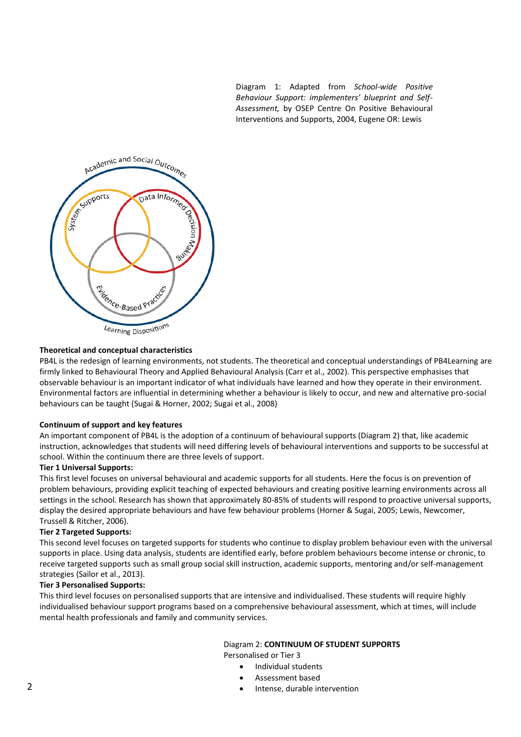Diagram 1: Adapted from *School-wide Positive Behaviour Support: implementers' blueprint and Self-Assessment,* by OSEP Centre On Positive Behavioural Interventions and Supports, 2004, Eugene OR: Lewis

Academic and Social Outcomes

System Supports

Data Informed Decision Making

Evidence-Based Practices

Learning Dispositions

**Theoretical and conceptual characteristics**

PB4L is the redesign of learning environments, not students. The theoretical and conceptual understandings of PB4Learning are firmly linked to Behavioural Theory and Applied Behavioural Analysis (Carr et al., 2002). This perspective emphasises that observable behaviour is an important indicator of what individuals have learned and how they operate in their environment. Environmental factors are influential in determining whether a behaviour is likely to occur, and new and alternative pro-social behaviours can be taught (Sugai & Horner, 2002; Sugai et al., 2008)

**Continuum of support and key features**

An important component of PB4L is the adoption of a continuum of behavioural supports (Diagram 2) that, like academic instruction, acknowledges that students will need differing levels of behavioural interventions and supports to be successful at school. Within the continuum there are three levels of support.

**Tier 1 Universal Supports:**

This first level focuses on universal behavioural and academic supports for all students. Here the focus is on prevention of problem behaviours, providing explicit teaching of expected behaviours and creating positive learning environments across all settings in the school. Research has shown that approximately 80-85% of students will respond to proactive universal supports, display the desired appropriate behaviours and have few behaviour problems (Horner & Sugai, 2005; Lewis, Newcomer, Trussell & Ritcher, 2006).

**Tier 2 Targeted Supports:**

This second level focuses on targeted supports for students who continue to display problem behaviour even with the universal supports in place. Using data analysis, students are identified early, before problem behaviours become intense or chronic, to receive targeted supports such as small group social skill instruction, academic supports, mentoring and/or self-management strategies (Sailor et al., 2013).

**Tier 3 Personalised Supports:**

This third level focuses on personalised supports that are intensive and individualised. These students will require highly individualised behaviour support programs based on a comprehensive behavioural assessment, which at times, will include mental health professionals and family and community services.

Diagram 2: **CONTINUUM OF STUDENT SUPPORTS**

Personalised or Tier 3

- Individual students
- Assessment based
- Intense, durable intervention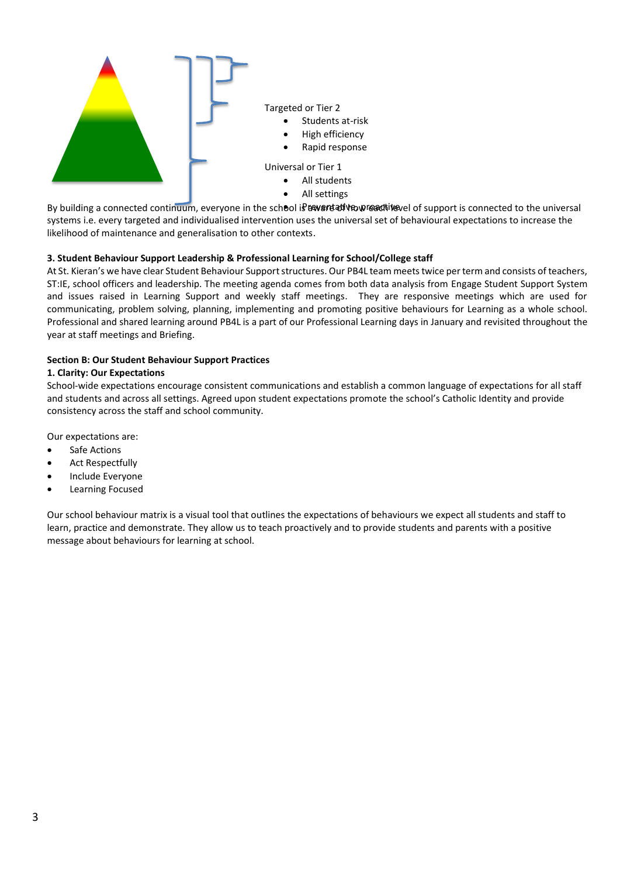Targeted or Tier 2

- Students at-risk
- High efficiency
- Rapid response

Universal or Tier 1

- All students
- All settings
- Preventative, proactive

By building a connected continuum, everyone in the school is aware of how each level of support is connected to the universal systems i.e. every targeted and individualised intervention uses the universal set of behavioural expectations to increase the likelihood of maintenance and generalisation to other contexts.

**3. Student Behaviour Support Leadership & Professional Learning for School/College staff**

At St. Kieran's we have clear Student Behaviour Support structures. Our PB4L team meets twice per term and consists of teachers, ST:IE, school officers and leadership. The meeting agenda comes from both data analysis from Engage Student Support System and issues raised in Learning Support and weekly staff meetings. They are responsive meetings which are used for communicating, problem solving, planning, implementing and promoting positive behaviours for Learning as a whole school. Professional and shared learning around PB4L is a part of our Professional Learning days in January and revisited throughout the year at staff meetings and Briefing.

**Section B: Our Student Behaviour Support Practices**

**1. Clarity: Our Expectations**

School-wide expectations encourage consistent communications and establish a common language of expectations for all staff and students and across all settings. Agreed upon student expectations promote the school's Catholic Identity and provide consistency across the staff and school community.

Our expectations are:

- Safe Actions
- Act Respectfully
- Include Everyone
- Learning Focused

Our school behaviour matrix is a visual tool that outlines the expectations of behaviours we expect all students and staff to learn, practice and demonstrate. They allow us to teach proactively and to provide students and parents with a positive message about behaviours for learning at school.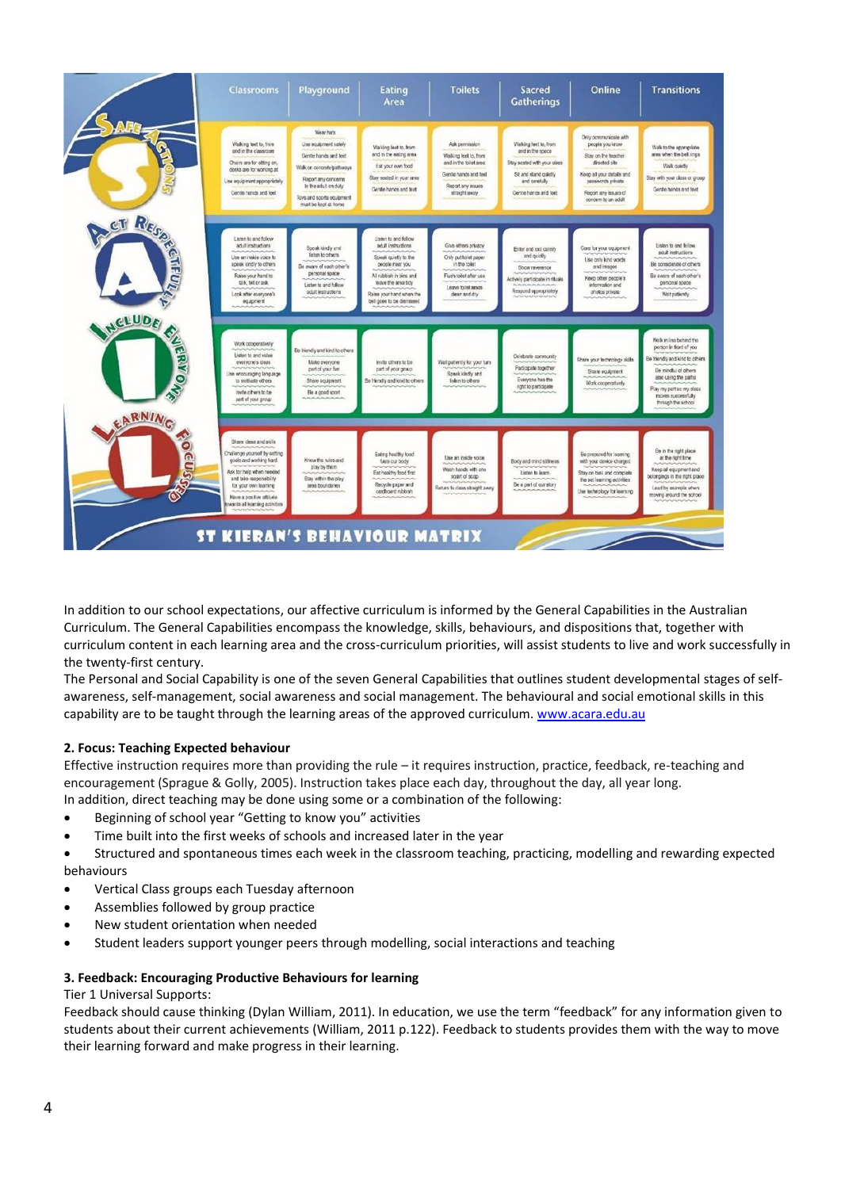**ST KIERAN'S BEHAVIOUR MATRIX**

| | Classrooms | Playground | Eating Area | Toilets | Sacred Gatherings | Online | Transitions |
|---|---|---|---|---|---|---|---|
| **Safe Actions** | Walking feet to, from and in the classroom<br>Chairs are for sitting on, desks are for working at<br>Use equipment appropriately<br>Gentle hands and feet | Wear hats<br>Use equipment safely<br>Gentle hands and feet<br>Walk on concrete/pathways<br>Report any concerns to the adult on duty<br>Toys and sports equipment must be kept at home | Walking feet to, from and in the eating area<br>Eat your own food<br>Stay seated in your area<br>Gentle hands and feet | Ask permission<br>Walking feet to, from and in the toilet area<br>Gentle hands and feet<br>Report any issues straight away | Walking feet to, from and in the space<br>Stay seated with your class<br>Sit and stand quietly and carefully<br>Gentle hands and feet | Only communicate with people you know<br>Stay on the teacher directed site<br>Keep all your details and passwords private<br>Report any issues of concern to an adult | Walk to the appropriate area when the bell rings<br>Walk quietly<br>Stay with your class or group<br>Gentle hands and feet |
| **Act Respectfully** | Listen to and follow adult instructions<br>Use an inside voice to speak kindly to others<br>Raise your hand to talk, tell or ask<br>Look after everyone's equipment | Speak kindly and listen to others<br>Be aware of each other's personal space<br>Listen to and follow adult instructions | Listen to and follow adult instructions<br>Speak quietly to the people near you<br>All rubbish in bins and leave the area tidy<br>Raise your hand when the bell goes to be dismissed | Give others privacy<br>Only put toilet paper in the toilet<br>Flush toilet after use<br>Leave toilet areas clean and dry | Enter and exit calmly and quietly<br>Show reverence<br>Actively participate in rituals<br>Respond appropriately | Care for your equipment<br>Use only kind words and images<br>Keep other people's information and photos private | Listen to and follow adult instructions<br>Be considerate of others<br>Be aware of each other's personal space<br>Wait patiently |
| **Include Everyone** | Work cooperatively<br>Listen to and value everyone's ideas<br>Use encouraging language to motivate others<br>Invite others to be part of your group | Be friendly and kind to others<br>Make everyone part of your fun<br>Share equipment<br>Be a good sport | Invite others to be part of your group<br>Be friendly and kind to others | Wait patiently for your turn<br>Speak kindly and listen to others | Celebrate community<br>Participate together<br>Everyone has the right to participate | Share your technology skills<br>Share equipment<br>Work cooperatively | Walk in line behind the person in front of you<br>Be friendly and kind to others<br>Be mindful of others also using the paths<br>Play my part so my class moves successfully through the school |
| **Learning Focused** | Share ideas and skills<br>Challenge yourself by setting goals and working hard<br>Ask for help when needed and take responsibility for your own learning<br>Have a positive attitude towards all learning activities | Know the rules and play by them<br>Stay within the play area boundaries | Eating healthy food fuels our body<br>Eat healthy food first<br>Recycle paper and cardboard rubbish | Use an inside voice<br>Wash hands with one squirt of soap<br>Return to class straight away | Body and mind stillness<br>Listen to learn<br>Be a part of our story | Be prepared for learning with your device charged<br>Stay on task and complete the set learning activities<br>Use technology for learning | Be in the right place at the right time<br>Keep all equipment and belongings in the right place<br>Lead by example when moving around the school |

In addition to our school expectations, our affective curriculum is informed by the General Capabilities in the Australian Curriculum. The General Capabilities encompass the knowledge, skills, behaviours, and dispositions that, together with curriculum content in each learning area and the cross-curriculum priorities, will assist students to live and work successfully in the twenty-first century.
The Personal and Social Capability is one of the seven General Capabilities that outlines student developmental stages of self-awareness, self-management, social awareness and social management. The behavioural and social emotional skills in this capability are to be taught through the learning areas of the approved curriculum. www.acara.edu.au

**2. Focus: Teaching Expected behaviour**

Effective instruction requires more than providing the rule – it requires instruction, practice, feedback, re-teaching and encouragement (Sprague & Golly, 2005). Instruction takes place each day, throughout the day, all year long.
In addition, direct teaching may be done using some or a combination of the following:

- Beginning of school year "Getting to know you" activities
- Time built into the first weeks of schools and increased later in the year
- Structured and spontaneous times each week in the classroom teaching, practicing, modelling and rewarding expected behaviours
- Vertical Class groups each Tuesday afternoon
- Assemblies followed by group practice
- New student orientation when needed
- Student leaders support younger peers through modelling, social interactions and teaching

**3. Feedback: Encouraging Productive Behaviours for learning**

Tier 1 Universal Supports:
Feedback should cause thinking (Dylan William, 2011). In education, we use the term "feedback" for any information given to students about their current achievements (William, 2011 p.122). Feedback to students provides them with the way to move their learning forward and make progress in their learning.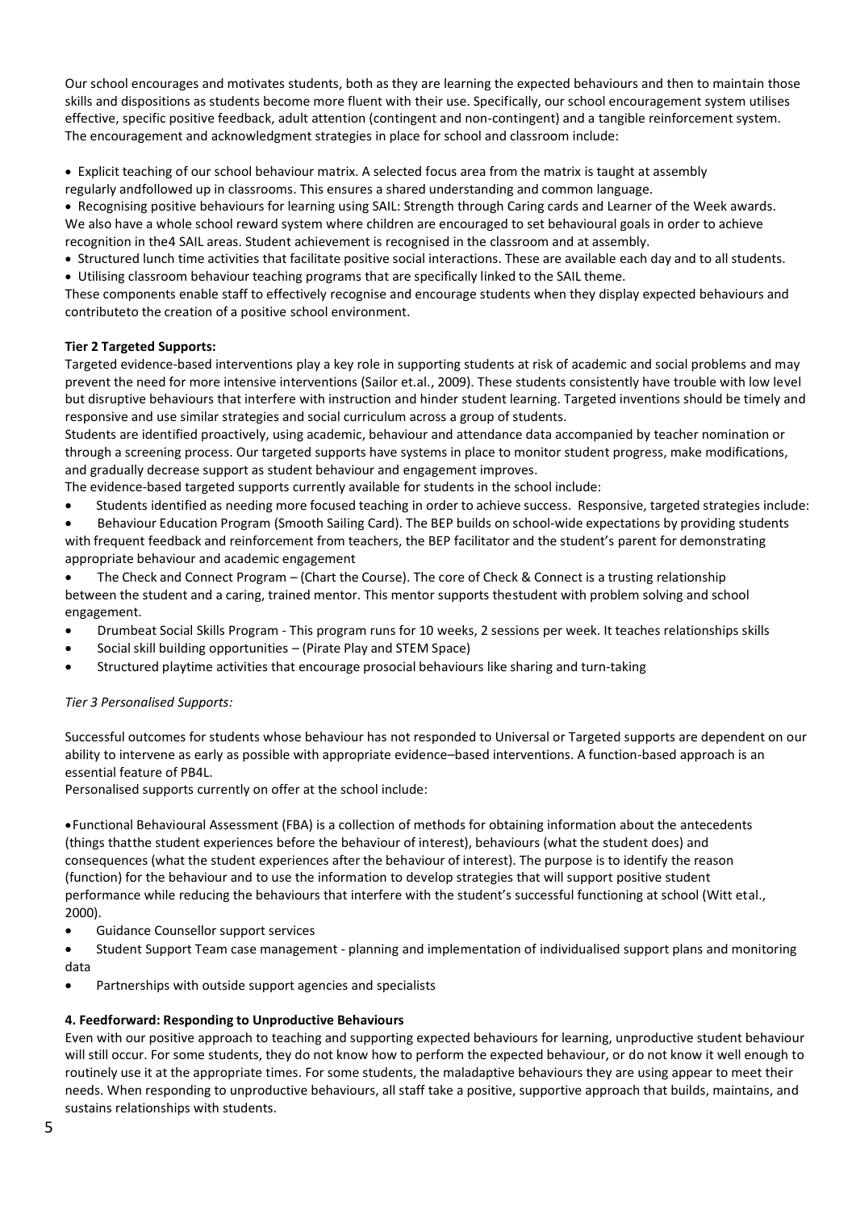Our school encourages and motivates students, both as they are learning the expected behaviours and then to maintain those skills and dispositions as students become more fluent with their use. Specifically, our school encouragement system utilises effective, specific positive feedback, adult attention (contingent and non-contingent) and a tangible reinforcement system. The encouragement and acknowledgment strategies in place for school and classroom include:

- Explicit teaching of our school behaviour matrix. A selected focus area from the matrix is taught at assembly regularly andfollowed up in classrooms. This ensures a shared understanding and common language.
- Recognising positive behaviours for learning using SAIL: Strength through Caring cards and Learner of the Week awards. We also have a whole school reward system where children are encouraged to set behavioural goals in order to achieve recognition in the4 SAIL areas. Student achievement is recognised in the classroom and at assembly.
- Structured lunch time activities that facilitate positive social interactions. These are available each day and to all students.
- Utilising classroom behaviour teaching programs that are specifically linked to the SAIL theme.

These components enable staff to effectively recognise and encourage students when they display expected behaviours and contributeto the creation of a positive school environment.

**Tier 2 Targeted Supports:**

Targeted evidence-based interventions play a key role in supporting students at risk of academic and social problems and may prevent the need for more intensive interventions (Sailor et.al., 2009). These students consistently have trouble with low level but disruptive behaviours that interfere with instruction and hinder student learning. Targeted inventions should be timely and responsive and use similar strategies and social curriculum across a group of students.

Students are identified proactively, using academic, behaviour and attendance data accompanied by teacher nomination or through a screening process. Our targeted supports have systems in place to monitor student progress, make modifications, and gradually decrease support as student behaviour and engagement improves.

The evidence-based targeted supports currently available for students in the school include:

- Students identified as needing more focused teaching in order to achieve success. Responsive, targeted strategies include:
- Behaviour Education Program (Smooth Sailing Card). The BEP builds on school-wide expectations by providing students with frequent feedback and reinforcement from teachers, the BEP facilitator and the student's parent for demonstrating appropriate behaviour and academic engagement
- The Check and Connect Program – (Chart the Course). The core of Check & Connect is a trusting relationship between the student and a caring, trained mentor. This mentor supports thestudent with problem solving and school engagement.
- Drumbeat Social Skills Program - This program runs for 10 weeks, 2 sessions per week. It teaches relationships skills
- Social skill building opportunities – (Pirate Play and STEM Space)
- Structured playtime activities that encourage prosocial behaviours like sharing and turn-taking

*Tier 3 Personalised Supports:*

Successful outcomes for students whose behaviour has not responded to Universal or Targeted supports are dependent on our ability to intervene as early as possible with appropriate evidence–based interventions. A function-based approach is an essential feature of PB4L.

Personalised supports currently on offer at the school include:

- Functional Behavioural Assessment (FBA) is a collection of methods for obtaining information about the antecedents (things thatthe student experiences before the behaviour of interest), behaviours (what the student does) and consequences (what the student experiences after the behaviour of interest). The purpose is to identify the reason (function) for the behaviour and to use the information to develop strategies that will support positive student performance while reducing the behaviours that interfere with the student's successful functioning at school (Witt etal., 2000).
- Guidance Counsellor support services
- Student Support Team case management - planning and implementation of individualised support plans and monitoring data
- Partnerships with outside support agencies and specialists

**4. Feedforward: Responding to Unproductive Behaviours**

Even with our positive approach to teaching and supporting expected behaviours for learning, unproductive student behaviour will still occur. For some students, they do not know how to perform the expected behaviour, or do not know it well enough to routinely use it at the appropriate times. For some students, the maladaptive behaviours they are using appear to meet their needs. When responding to unproductive behaviours, all staff take a positive, supportive approach that builds, maintains, and sustains relationships with students.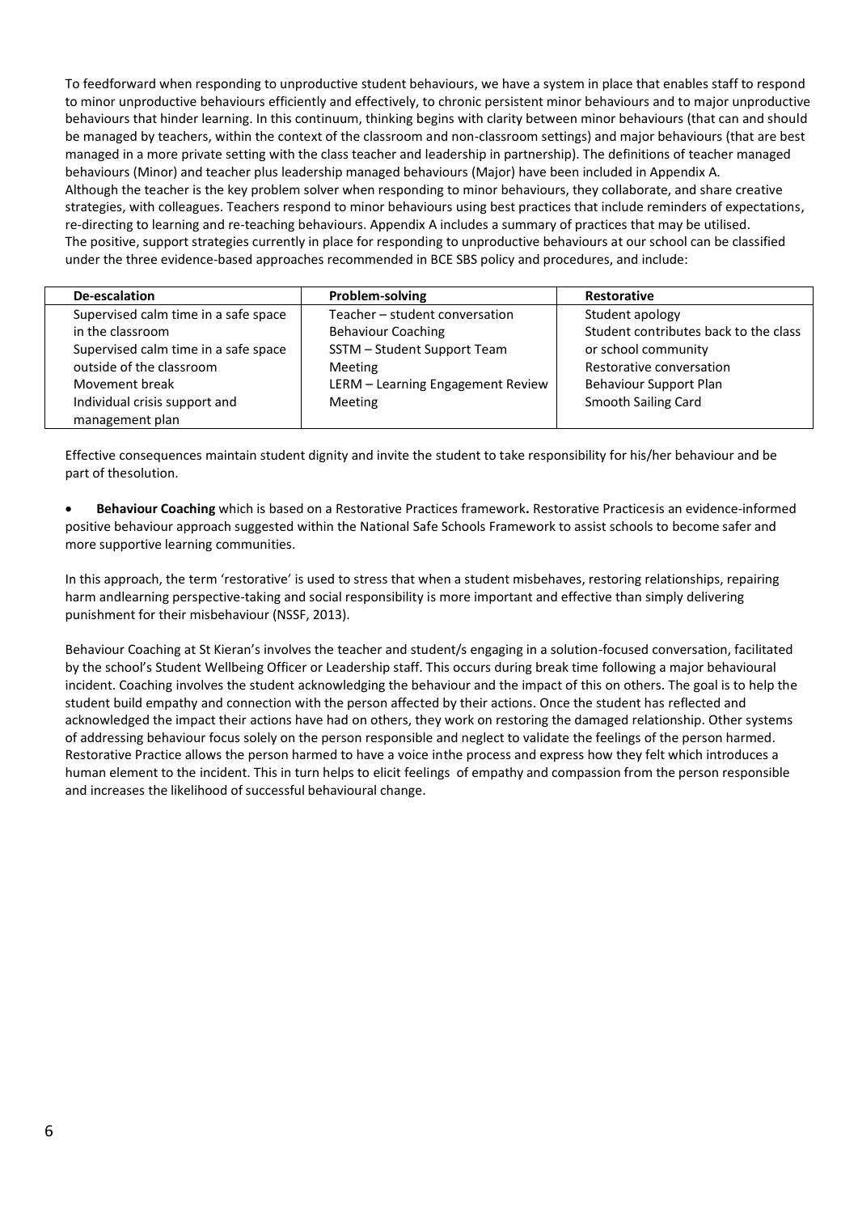To feedforward when responding to unproductive student behaviours, we have a system in place that enables staff to respond to minor unproductive behaviours efficiently and effectively, to chronic persistent minor behaviours and to major unproductive behaviours that hinder learning. In this continuum, thinking begins with clarity between minor behaviours (that can and should be managed by teachers, within the context of the classroom and non-classroom settings) and major behaviours (that are best managed in a more private setting with the class teacher and leadership in partnership). The definitions of teacher managed behaviours (Minor) and teacher plus leadership managed behaviours (Major) have been included in Appendix A.
Although the teacher is the key problem solver when responding to minor behaviours, they collaborate, and share creative strategies, with colleagues. Teachers respond to minor behaviours using best practices that include reminders of expectations, re-directing to learning and re-teaching behaviours. Appendix A includes a summary of practices that may be utilised.
The positive, support strategies currently in place for responding to unproductive behaviours at our school can be classified under the three evidence-based approaches recommended in BCE SBS policy and procedures, and include:

| De-escalation | Problem-solving | Restorative |
| --- | --- | --- |
| Supervised calm time in a safe space in the classroom<br>Supervised calm time in a safe space outside of the classroom<br>Movement break<br>Individual crisis support and management plan | Teacher – student conversation<br>Behaviour Coaching<br>SSTM – Student Support Team Meeting<br>LERM – Learning Engagement Review Meeting | Student apology<br>Student contributes back to the class or school community<br>Restorative conversation<br>Behaviour Support Plan<br>Smooth Sailing Card |

Effective consequences maintain student dignity and invite the student to take responsibility for his/her behaviour and be part of thesolution.

- **Behaviour Coaching** which is based on a Restorative Practices framework**.** Restorative Practicesis an evidence-informed positive behaviour approach suggested within the National Safe Schools Framework to assist schools to become safer and more supportive learning communities.

In this approach, the term 'restorative' is used to stress that when a student misbehaves, restoring relationships, repairing harm andlearning perspective-taking and social responsibility is more important and effective than simply delivering punishment for their misbehaviour (NSSF, 2013).

Behaviour Coaching at St Kieran's involves the teacher and student/s engaging in a solution-focused conversation, facilitated by the school's Student Wellbeing Officer or Leadership staff. This occurs during break time following a major behavioural incident. Coaching involves the student acknowledging the behaviour and the impact of this on others. The goal is to help the student build empathy and connection with the person affected by their actions. Once the student has reflected and acknowledged the impact their actions have had on others, they work on restoring the damaged relationship. Other systems of addressing behaviour focus solely on the person responsible and neglect to validate the feelings of the person harmed. Restorative Practice allows the person harmed to have a voice inthe process and express how they felt which introduces a human element to the incident. This in turn helps to elicit feelings of empathy and compassion from the person responsible and increases the likelihood of successful behavioural change.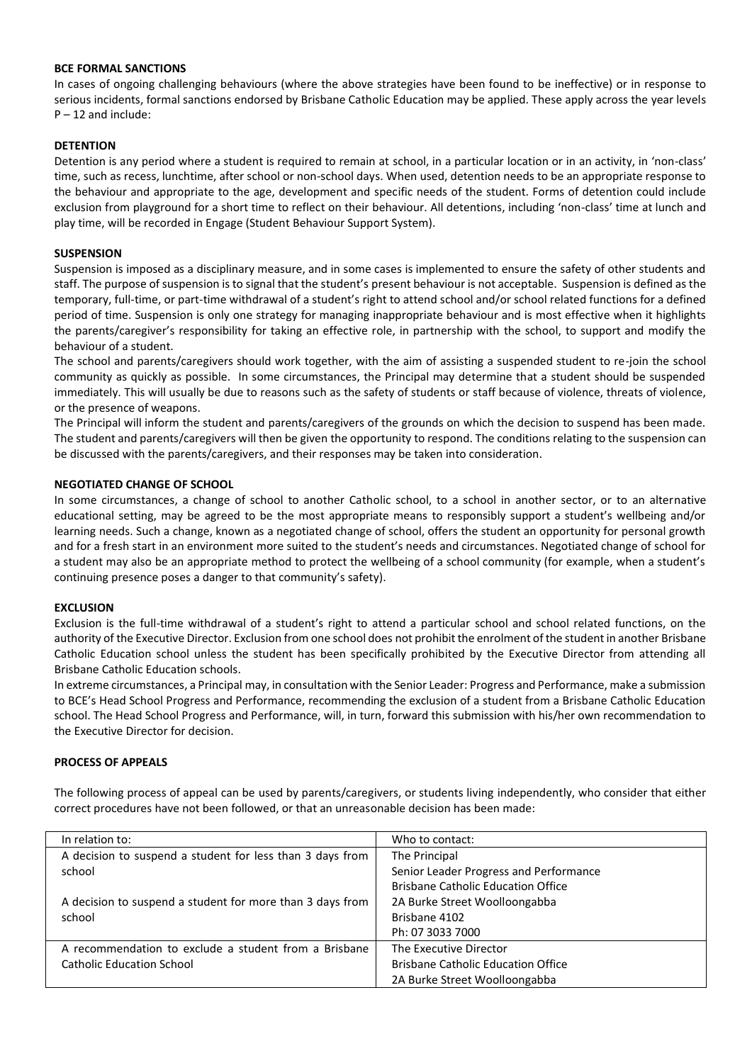**BCE FORMAL SANCTIONS**

In cases of ongoing challenging behaviours (where the above strategies have been found to be ineffective) or in response to serious incidents, formal sanctions endorsed by Brisbane Catholic Education may be applied. These apply across the year levels P – 12 and include:

**DETENTION**

Detention is any period where a student is required to remain at school, in a particular location or in an activity, in 'non-class' time, such as recess, lunchtime, after school or non-school days. When used, detention needs to be an appropriate response to the behaviour and appropriate to the age, development and specific needs of the student. Forms of detention could include exclusion from playground for a short time to reflect on their behaviour. All detentions, including 'non-class' time at lunch and play time, will be recorded in Engage (Student Behaviour Support System).

**SUSPENSION**

Suspension is imposed as a disciplinary measure, and in some cases is implemented to ensure the safety of other students and staff. The purpose of suspension is to signal that the student's present behaviour is not acceptable. Suspension is defined as the temporary, full-time, or part-time withdrawal of a student's right to attend school and/or school related functions for a defined period of time. Suspension is only one strategy for managing inappropriate behaviour and is most effective when it highlights the parents/caregiver's responsibility for taking an effective role, in partnership with the school, to support and modify the behaviour of a student.

The school and parents/caregivers should work together, with the aim of assisting a suspended student to re-join the school community as quickly as possible. In some circumstances, the Principal may determine that a student should be suspended immediately. This will usually be due to reasons such as the safety of students or staff because of violence, threats of violence, or the presence of weapons.

The Principal will inform the student and parents/caregivers of the grounds on which the decision to suspend has been made. The student and parents/caregivers will then be given the opportunity to respond. The conditions relating to the suspension can be discussed with the parents/caregivers, and their responses may be taken into consideration.

**NEGOTIATED CHANGE OF SCHOOL**

In some circumstances, a change of school to another Catholic school, to a school in another sector, or to an alternative educational setting, may be agreed to be the most appropriate means to responsibly support a student's wellbeing and/or learning needs. Such a change, known as a negotiated change of school, offers the student an opportunity for personal growth and for a fresh start in an environment more suited to the student's needs and circumstances. Negotiated change of school for a student may also be an appropriate method to protect the wellbeing of a school community (for example, when a student's continuing presence poses a danger to that community's safety).

**EXCLUSION**

Exclusion is the full-time withdrawal of a student's right to attend a particular school and school related functions, on the authority of the Executive Director. Exclusion from one school does not prohibit the enrolment of the student in another Brisbane Catholic Education school unless the student has been specifically prohibited by the Executive Director from attending all Brisbane Catholic Education schools.

In extreme circumstances, a Principal may, in consultation with the Senior Leader: Progress and Performance, make a submission to BCE's Head School Progress and Performance, recommending the exclusion of a student from a Brisbane Catholic Education school. The Head School Progress and Performance, will, in turn, forward this submission with his/her own recommendation to the Executive Director for decision.

**PROCESS OF APPEALS**

The following process of appeal can be used by parents/caregivers, or students living independently, who consider that either correct procedures have not been followed, or that an unreasonable decision has been made:

| In relation to: | Who to contact: |
|---|---|
| A decision to suspend a student for less than 3 days from school<br><br>A decision to suspend a student for more than 3 days from school | The Principal<br>Senior Leader Progress and Performance<br>Brisbane Catholic Education Office<br>2A Burke Street Woolloongabba<br>Brisbane 4102<br>Ph: 07 3033 7000 |
| A recommendation to exclude a student from a Brisbane Catholic Education School | The Executive Director<br>Brisbane Catholic Education Office<br>2A Burke Street Woolloongabba |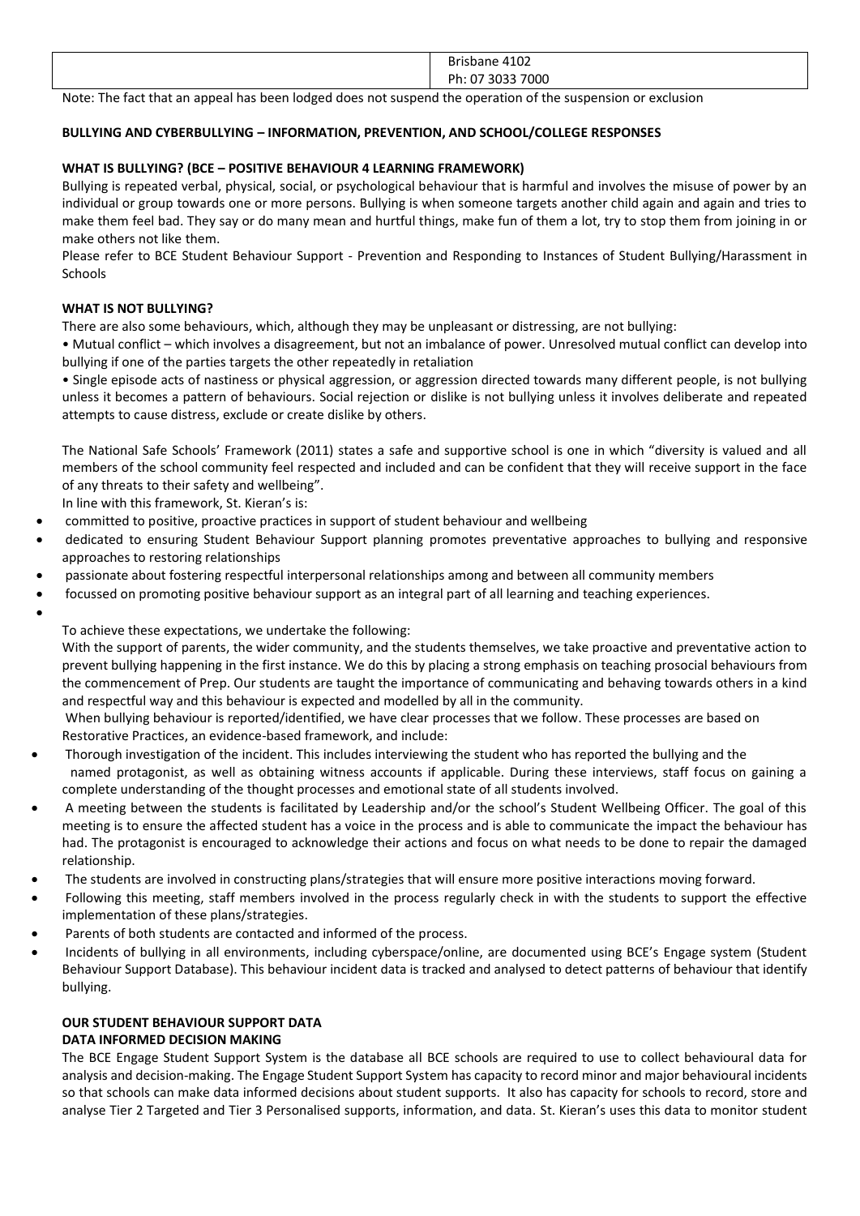| | Brisbane 4102<br>Ph: 07 3033 7000 |
|---|---|

Note: The fact that an appeal has been lodged does not suspend the operation of the suspension or exclusion

**BULLYING AND CYBERBULLYING – INFORMATION, PREVENTION, AND SCHOOL/COLLEGE RESPONSES**

**WHAT IS BULLYING? (BCE – POSITIVE BEHAVIOUR 4 LEARNING FRAMEWORK)**

Bullying is repeated verbal, physical, social, or psychological behaviour that is harmful and involves the misuse of power by an individual or group towards one or more persons. Bullying is when someone targets another child again and again and tries to make them feel bad. They say or do many mean and hurtful things, make fun of them a lot, try to stop them from joining in or make others not like them.

Please refer to BCE Student Behaviour Support - Prevention and Responding to Instances of Student Bullying/Harassment in Schools

**WHAT IS NOT BULLYING?**

There are also some behaviours, which, although they may be unpleasant or distressing, are not bullying:

• Mutual conflict – which involves a disagreement, but not an imbalance of power. Unresolved mutual conflict can develop into bullying if one of the parties targets the other repeatedly in retaliation

• Single episode acts of nastiness or physical aggression, or aggression directed towards many different people, is not bullying unless it becomes a pattern of behaviours. Social rejection or dislike is not bullying unless it involves deliberate and repeated attempts to cause distress, exclude or create dislike by others.

The National Safe Schools' Framework (2011) states a safe and supportive school is one in which "diversity is valued and all members of the school community feel respected and included and can be confident that they will receive support in the face of any threats to their safety and wellbeing".

In line with this framework, St. Kieran's is:

- committed to positive, proactive practices in support of student behaviour and wellbeing
- dedicated to ensuring Student Behaviour Support planning promotes preventative approaches to bullying and responsive approaches to restoring relationships
- passionate about fostering respectful interpersonal relationships among and between all community members
- focussed on promoting positive behaviour support as an integral part of all learning and teaching experiences.

To achieve these expectations, we undertake the following:

With the support of parents, the wider community, and the students themselves, we take proactive and preventative action to prevent bullying happening in the first instance. We do this by placing a strong emphasis on teaching prosocial behaviours from the commencement of Prep. Our students are taught the importance of communicating and behaving towards others in a kind and respectful way and this behaviour is expected and modelled by all in the community.

When bullying behaviour is reported/identified, we have clear processes that we follow. These processes are based on Restorative Practices, an evidence-based framework, and include:

- Thorough investigation of the incident. This includes interviewing the student who has reported the bullying and the named protagonist, as well as obtaining witness accounts if applicable. During these interviews, staff focus on gaining a complete understanding of the thought processes and emotional state of all students involved.
- A meeting between the students is facilitated by Leadership and/or the school's Student Wellbeing Officer. The goal of this meeting is to ensure the affected student has a voice in the process and is able to communicate the impact the behaviour has had. The protagonist is encouraged to acknowledge their actions and focus on what needs to be done to repair the damaged relationship.
- The students are involved in constructing plans/strategies that will ensure more positive interactions moving forward.
- Following this meeting, staff members involved in the process regularly check in with the students to support the effective implementation of these plans/strategies.
- Parents of both students are contacted and informed of the process.
- Incidents of bullying in all environments, including cyberspace/online, are documented using BCE's Engage system (Student Behaviour Support Database). This behaviour incident data is tracked and analysed to detect patterns of behaviour that identify bullying.

**OUR STUDENT BEHAVIOUR SUPPORT DATA**

**DATA INFORMED DECISION MAKING**

The BCE Engage Student Support System is the database all BCE schools are required to use to collect behavioural data for analysis and decision-making. The Engage Student Support System has capacity to record minor and major behavioural incidents so that schools can make data informed decisions about student supports. It also has capacity for schools to record, store and analyse Tier 2 Targeted and Tier 3 Personalised supports, information, and data. St. Kieran's uses this data to monitor student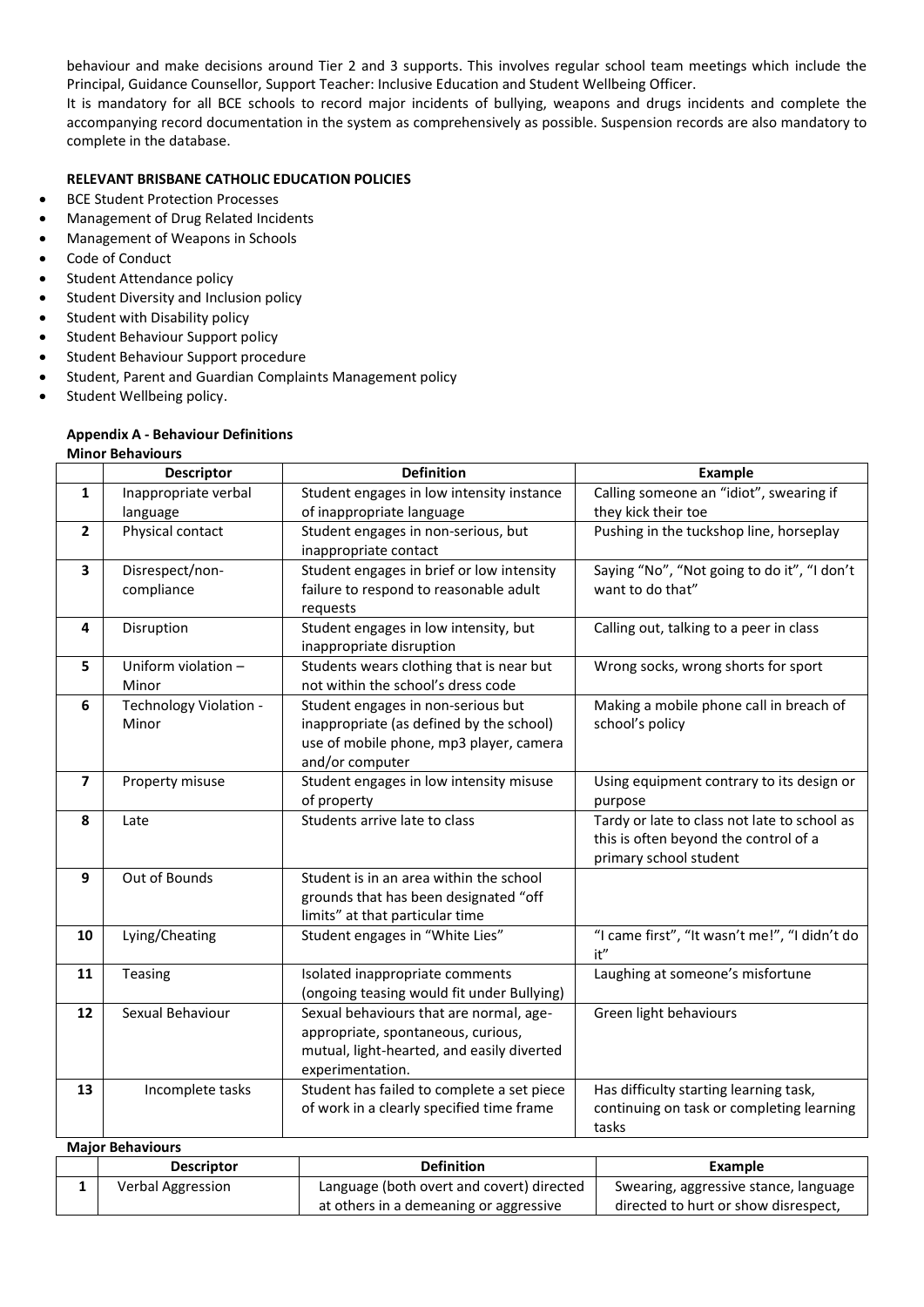behaviour and make decisions around Tier 2 and 3 supports. This involves regular school team meetings which include the Principal, Guidance Counsellor, Support Teacher: Inclusive Education and Student Wellbeing Officer.

It is mandatory for all BCE schools to record major incidents of bullying, weapons and drugs incidents and complete the accompanying record documentation in the system as comprehensively as possible. Suspension records are also mandatory to complete in the database.

**RELEVANT BRISBANE CATHOLIC EDUCATION POLICIES**

- BCE Student Protection Processes
- Management of Drug Related Incidents
- Management of Weapons in Schools
- Code of Conduct
- Student Attendance policy
- Student Diversity and Inclusion policy
- Student with Disability policy
- Student Behaviour Support policy
- Student Behaviour Support procedure
- Student, Parent and Guardian Complaints Management policy
- Student Wellbeing policy.

**Appendix A - Behaviour Definitions**

**Minor Behaviours**

| | Descriptor | Definition | Example |
|---|---|---|---|
| **1** | Inappropriate verbal language | Student engages in low intensity instance of inappropriate language | Calling someone an "idiot", swearing if they kick their toe |
| **2** | Physical contact | Student engages in non-serious, but inappropriate contact | Pushing in the tuckshop line, horseplay |
| **3** | Disrespect/non-compliance | Student engages in brief or low intensity failure to respond to reasonable adult requests | Saying "No", "Not going to do it", "I don't want to do that" |
| **4** | Disruption | Student engages in low intensity, but inappropriate disruption | Calling out, talking to a peer in class |
| **5** | Uniform violation – Minor | Students wears clothing that is near but not within the school's dress code | Wrong socks, wrong shorts for sport |
| **6** | Technology Violation - Minor | Student engages in non-serious but inappropriate (as defined by the school) use of mobile phone, mp3 player, camera and/or computer | Making a mobile phone call in breach of school's policy |
| **7** | Property misuse | Student engages in low intensity misuse of property | Using equipment contrary to its design or purpose |
| **8** | Late | Students arrive late to class | Tardy or late to class not late to school as this is often beyond the control of a primary school student |
| **9** | Out of Bounds | Student is in an area within the school grounds that has been designated "off limits" at that particular time | |
| **10** | Lying/Cheating | Student engages in "White Lies" | "I came first", "It wasn't me!", "I didn't do it" |
| **11** | Teasing | Isolated inappropriate comments (ongoing teasing would fit under Bullying) | Laughing at someone's misfortune |
| **12** | Sexual Behaviour | Sexual behaviours that are normal, age-appropriate, spontaneous, curious, mutual, light-hearted, and easily diverted experimentation. | Green light behaviours |
| **13** | Incomplete tasks | Student has failed to complete a set piece of work in a clearly specified time frame | Has difficulty starting learning task, continuing on task or completing learning tasks |

**Major Behaviours**

| | Descriptor | Definition | Example |
|---|---|---|---|
| **1** | Verbal Aggression | Language (both overt and covert) directed at others in a demeaning or aggressive | Swearing, aggressive stance, language directed to hurt or show disrespect, |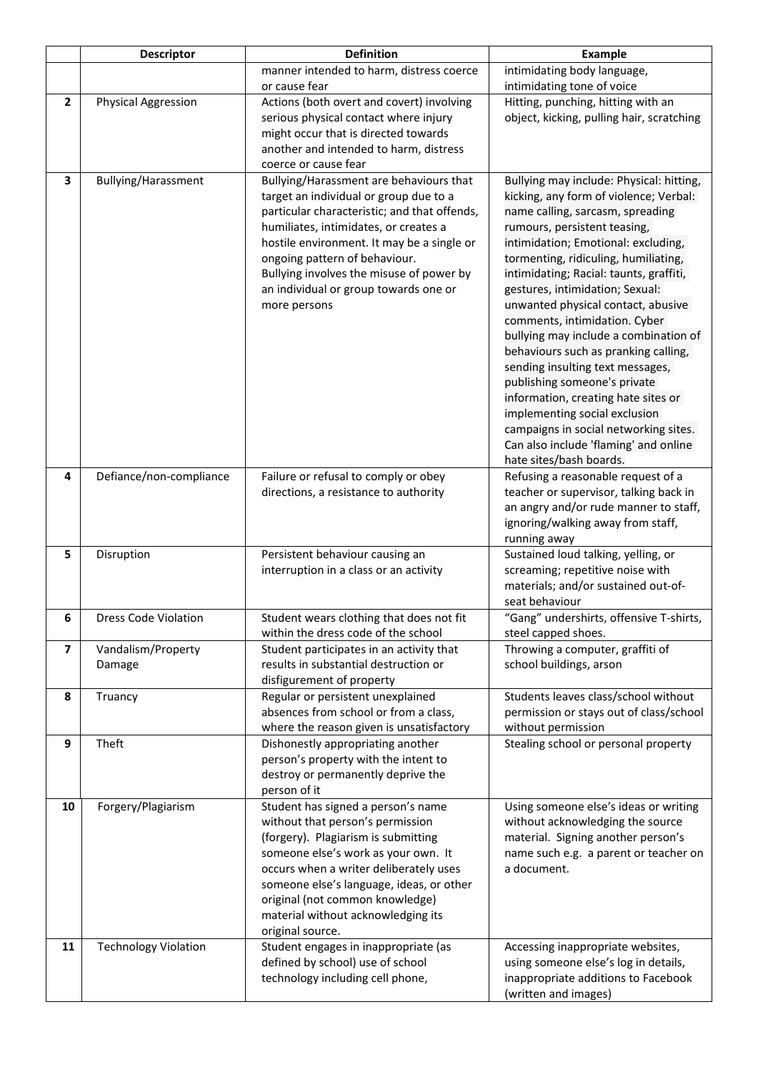| | Descriptor | Definition | Example |
|---|---|---|---|
| | | manner intended to harm, distress coerce or cause fear | intimidating body language, intimidating tone of voice |
| 2 | Physical Aggression | Actions (both overt and covert) involving serious physical contact where injury might occur that is directed towards another and intended to harm, distress coerce or cause fear | Hitting, punching, hitting with an object, kicking, pulling hair, scratching |
| 3 | Bullying/Harassment | Bullying/Harassment are behaviours that target an individual or group due to a particular characteristic; and that offends, humiliates, intimidates, or creates a hostile environment. It may be a single or ongoing pattern of behaviour. Bullying involves the misuse of power by an individual or group towards one or more persons | Bullying may include: Physical: hitting, kicking, any form of violence; Verbal: name calling, sarcasm, spreading rumours, persistent teasing, intimidation; Emotional: excluding, tormenting, ridiculing, humiliating, intimidating; Racial: taunts, graffiti, gestures, intimidation; Sexual: unwanted physical contact, abusive comments, intimidation. Cyber bullying may include a combination of behaviours such as pranking calling, sending insulting text messages, publishing someone's private information, creating hate sites or implementing social exclusion campaigns in social networking sites. Can also include 'flaming' and online hate sites/bash boards. |
| 4 | Defiance/non-compliance | Failure or refusal to comply or obey directions, a resistance to authority | Refusing a reasonable request of a teacher or supervisor, talking back in an angry and/or rude manner to staff, ignoring/walking away from staff, running away |
| 5 | Disruption | Persistent behaviour causing an interruption in a class or an activity | Sustained loud talking, yelling, or screaming; repetitive noise with materials; and/or sustained out-of-seat behaviour |
| 6 | Dress Code Violation | Student wears clothing that does not fit within the dress code of the school | "Gang" undershirts, offensive T-shirts, steel capped shoes. |
| 7 | Vandalism/Property Damage | Student participates in an activity that results in substantial destruction or disfigurement of property | Throwing a computer, graffiti of school buildings, arson |
| 8 | Truancy | Regular or persistent unexplained absences from school or from a class, where the reason given is unsatisfactory | Students leaves class/school without permission or stays out of class/school without permission |
| 9 | Theft | Dishonestly appropriating another person's property with the intent to destroy or permanently deprive the person of it | Stealing school or personal property |
| 10 | Forgery/Plagiarism | Student has signed a person's name without that person's permission (forgery). Plagiarism is submitting someone else's work as your own. It occurs when a writer deliberately uses someone else's language, ideas, or other original (not common knowledge) material without acknowledging its original source. | Using someone else's ideas or writing without acknowledging the source material. Signing another person's name such e.g. a parent or teacher on a document. |
| 11 | Technology Violation | Student engages in inappropriate (as defined by school) use of school technology including cell phone, | Accessing inappropriate websites, using someone else's log in details, inappropriate additions to Facebook (written and images) |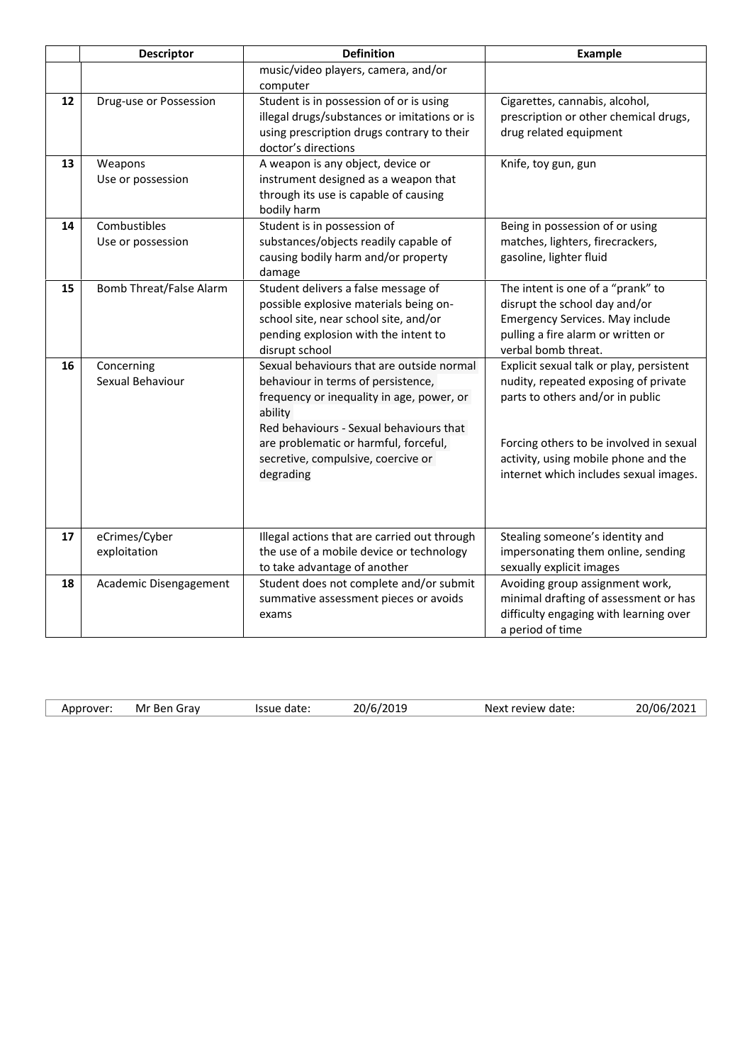| | Descriptor | Definition | Example |
|---|---|---|---|
| | | music/video players, camera, and/or computer | |
| 12 | Drug-use or Possession | Student is in possession of or is using illegal drugs/substances or imitations or is using prescription drugs contrary to their doctor's directions | Cigarettes, cannabis, alcohol, prescription or other chemical drugs, drug related equipment |
| 13 | Weapons<br>Use or possession | A weapon is any object, device or instrument designed as a weapon that through its use is capable of causing bodily harm | Knife, toy gun, gun |
| 14 | Combustibles<br>Use or possession | Student is in possession of substances/objects readily capable of causing bodily harm and/or property damage | Being in possession of or using matches, lighters, firecrackers, gasoline, lighter fluid |
| 15 | Bomb Threat/False Alarm | Student delivers a false message of possible explosive materials being on-school site, near school site, and/or pending explosion with the intent to disrupt school | The intent is one of a "prank" to disrupt the school day and/or Emergency Services. May include pulling a fire alarm or written or verbal bomb threat. |
| 16 | Concerning<br>Sexual Behaviour | Sexual behaviours that are outside normal behaviour in terms of persistence, frequency or inequality in age, power, or ability<br>Red behaviours - Sexual behaviours that are problematic or harmful, forceful, secretive, compulsive, coercive or degrading | Explicit sexual talk or play, persistent nudity, repeated exposing of private parts to others and/or in public<br><br>Forcing others to be involved in sexual activity, using mobile phone and the internet which includes sexual images. |
| 17 | eCrimes/Cyber<br>exploitation | Illegal actions that are carried out through the use of a mobile device or technology to take advantage of another | Stealing someone's identity and impersonating them online, sending sexually explicit images |
| 18 | Academic Disengagement | Student does not complete and/or submit summative assessment pieces or avoids exams | Avoiding group assignment work, minimal drafting of assessment or has difficulty engaging with learning over a period of time |

| Approver: | Mr Ben Gray | Issue date: | 20/6/2019 | Next review date: | 20/06/2021 |
|---|---|---|---|---|---|